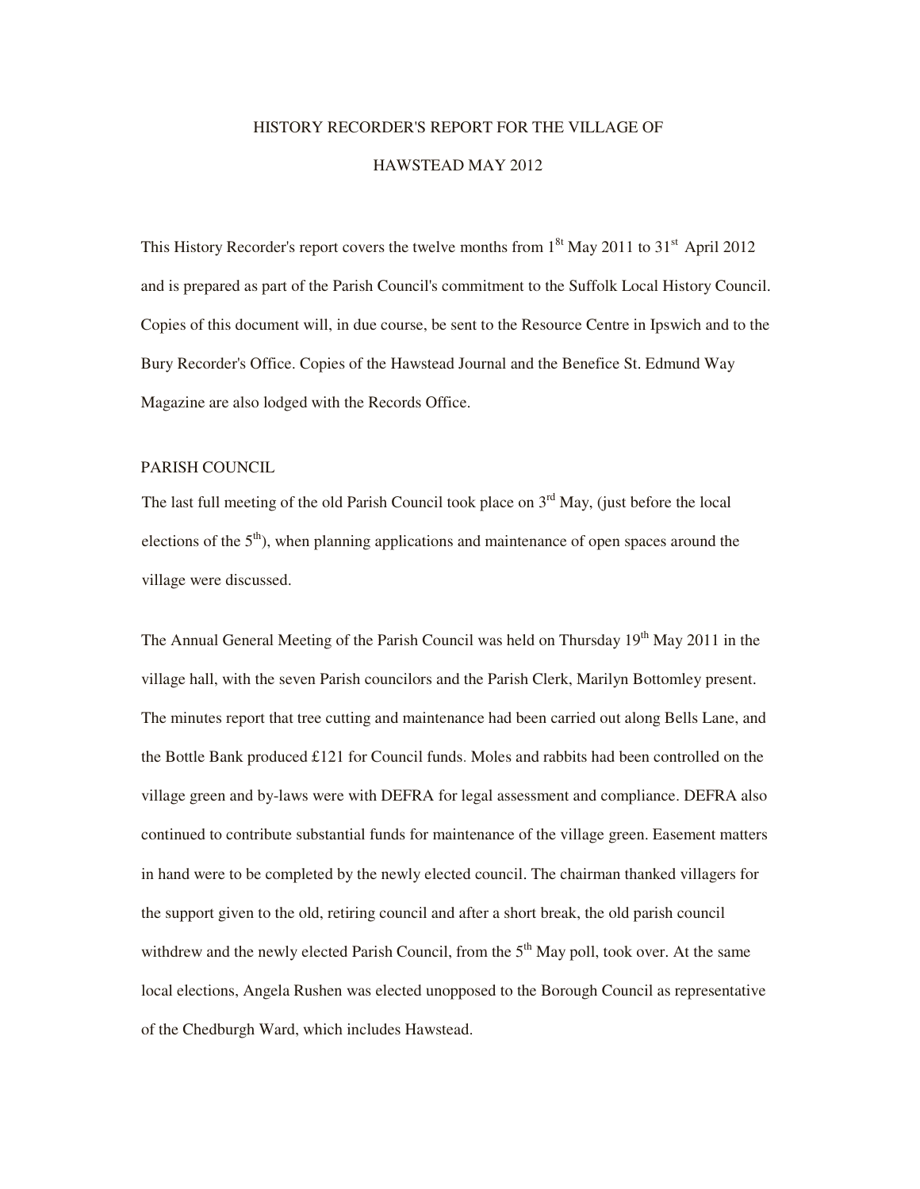# HISTORY RECORDER'S REPORT FOR THE VILLAGE OF HAWSTEAD MAY 2012

This History Recorder's report covers the twelve months from 1st May 2011 to 31st April 2012 and is prepared as part of the Parish Council's commitment to the Suffolk Local History Council. Copies of this document will, in due course, be sent to the Resource Centre in Ipswich and to the Bury Recorder's Office. Copies of the Hawstead Journal and the Benefice St. Edmund Way Magazine are also lodged with the Records Office.

## PARISH COUNCIL

The last full meeting of the old Parish Council took place on 3rd May, (just before the local elections of the 5th), when planning applications and maintenance of open spaces around the village were discussed.

The Annual General Meeting of the Parish Council was held on Thursday 19th May 2011 in the village hall, with the seven Parish councilors and the Parish Clerk, Marilyn Bottomley present. The minutes report that tree cutting and maintenance had been carried out along Bells Lane, and the Bottle Bank produced £121 for Council funds. Moles and rabbits had been controlled on the village green and by-laws were with DEFRA for legal assessment and compliance. DEFRA also continued to contribute substantial funds for maintenance of the village green. Easement matters in hand were to be completed by the newly elected council. The chairman thanked villagers for the support given to the old, retiring council and after a short break, the old parish council withdrew and the newly elected Parish Council, from the 5th May poll, took over. At the same local elections, Angela Rushen was elected unopposed to the Borough Council as representative of the Chedburgh Ward, which includes Hawstead.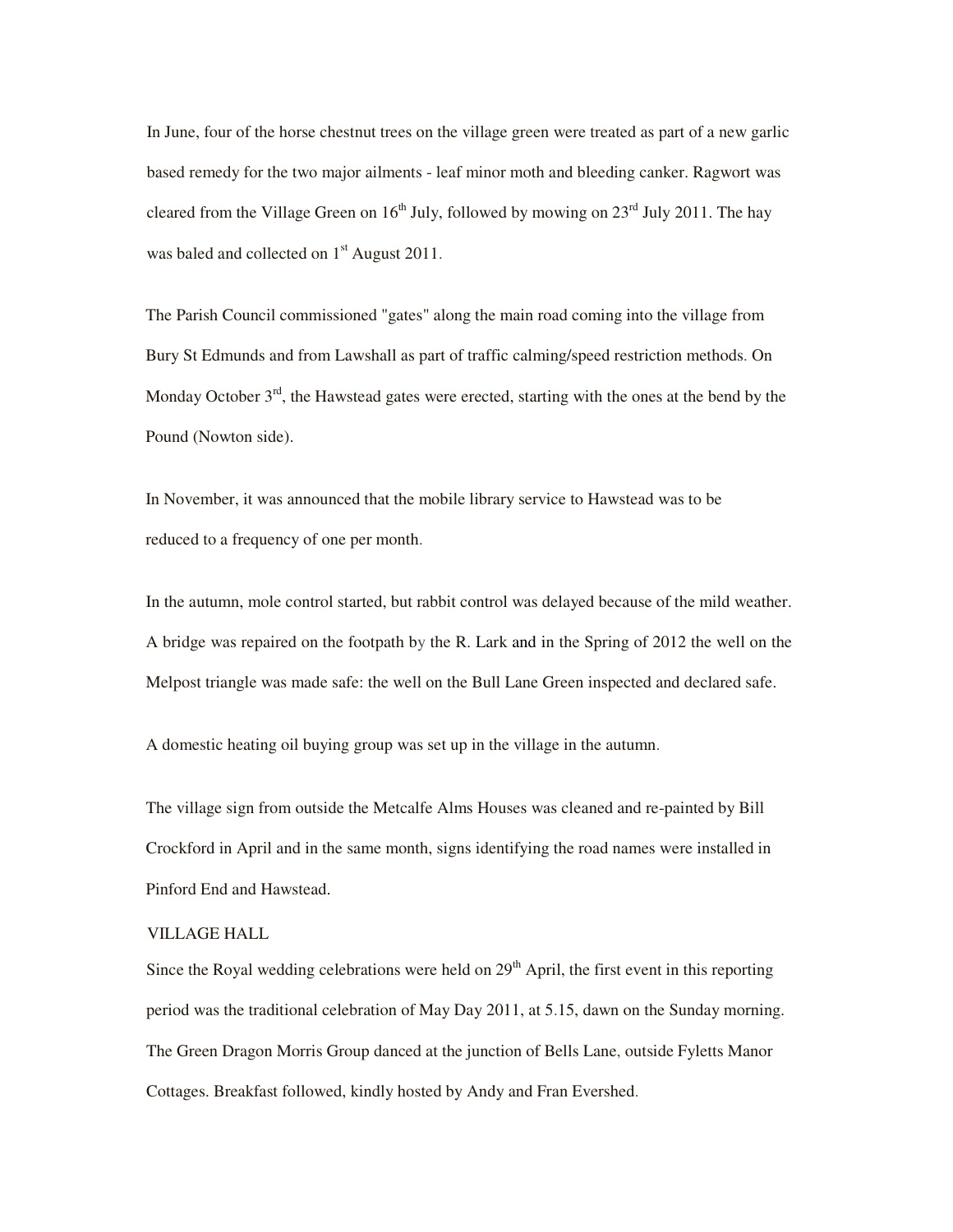In June, four of the horse chestnut trees on the village green were treated as part of a new garlic based remedy for the two major ailments - leaf minor moth and bleeding canker. Ragwort was cleared from the Village Green on 16th July, followed by mowing on 23rd July 2011. The hay was baled and collected on 1st August 2011.

The Parish Council commissioned "gates" along the main road coming into the village from Bury St Edmunds and from Lawshall as part of traffic calming/speed restriction methods. On Monday October 3rd, the Hawstead gates were erected, starting with the ones at the bend by the Pound (Nowton side).

In November, it was announced that the mobile library service to Hawstead was to be reduced to a frequency of one per month.

In the autumn, mole control started, but rabbit control was delayed because of the mild weather. A bridge was repaired on the footpath by the R. Lark and in the Spring of 2012 the well on the Melpost triangle was made safe: the well on the Bull Lane Green inspected and declared safe.

A domestic heating oil buying group was set up in the village in the autumn.

The village sign from outside the Metcalfe Alms Houses was cleaned and re-painted by Bill Crockford in April and in the same month, signs identifying the road names were installed in Pinford End and Hawstead.

## VILLAGE HALL

Since the Royal wedding celebrations were held on 29th April, the first event in this reporting period was the traditional celebration of May Day 2011, at 5.15, dawn on the Sunday morning. The Green Dragon Morris Group danced at the junction of Bells Lane, outside Fyletts Manor Cottages. Breakfast followed, kindly hosted by Andy and Fran Evershed.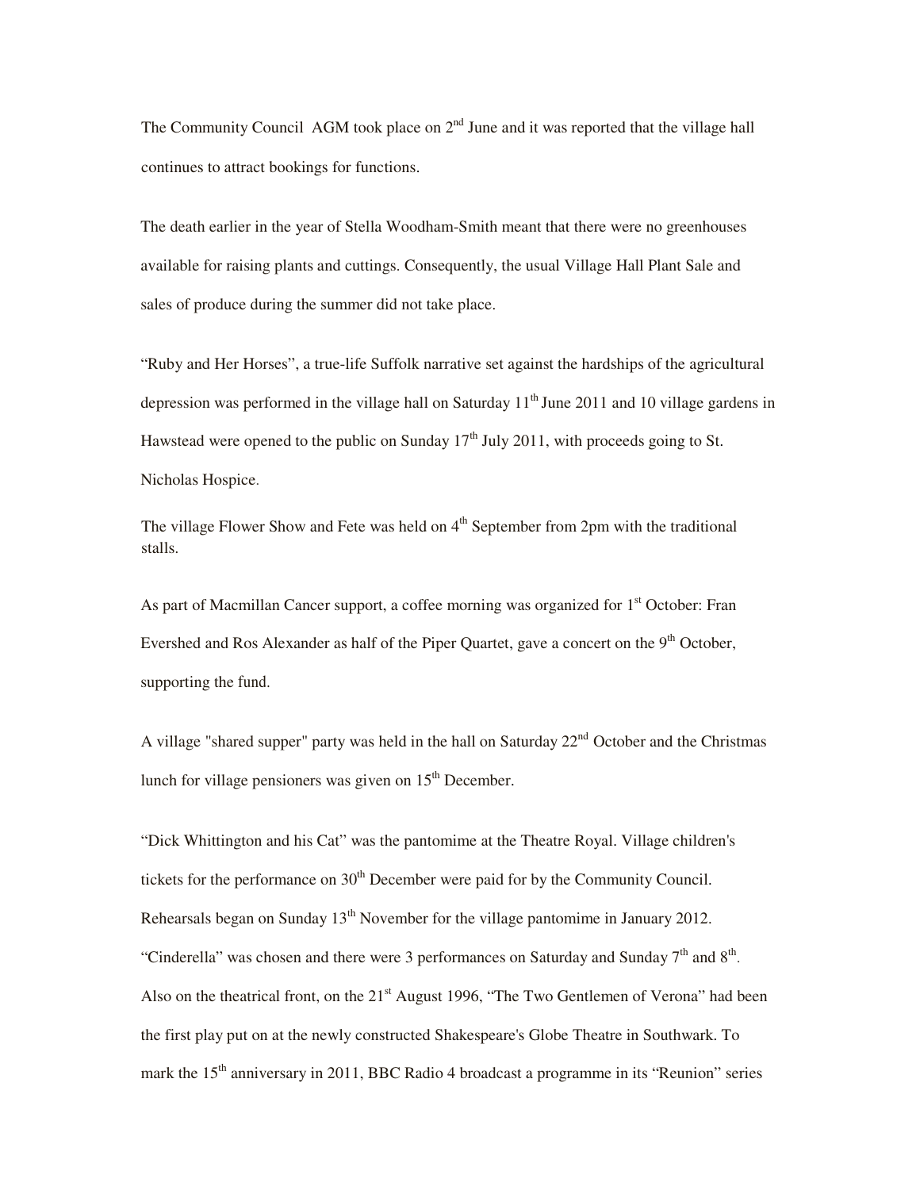The Community Council  AGM took place on 2nd June and it was reported that the village hall continues to attract bookings for functions.

The death earlier in the year of Stella Woodham-Smith meant that there were no greenhouses available for raising plants and cuttings. Consequently, the usual Village Hall Plant Sale and sales of produce during the summer did not take place.

"Ruby and Her Horses", a true-life Suffolk narrative set against the hardships of the agricultural depression was performed in the village hall on Saturday 11th June 2011 and 10 village gardens in Hawstead were opened to the public on Sunday 17th July 2011, with proceeds going to St. Nicholas Hospice.

The village Flower Show and Fete was held on 4th September from 2pm with the traditional stalls.

As part of Macmillan Cancer support, a coffee morning was organized for 1st October: Fran Evershed and Ros Alexander as half of the Piper Quartet, gave a concert on the 9th October, supporting the fund.

A village "shared supper" party was held in the hall on Saturday 22nd October and the Christmas lunch for village pensioners was given on 15th December.

"Dick Whittington and his Cat" was the pantomime at the Theatre Royal. Village children's tickets for the performance on 30th December were paid for by the Community Council. Rehearsals began on Sunday 13th November for the village pantomime in January 2012. "Cinderella" was chosen and there were 3 performances on Saturday and Sunday 7th and 8th. Also on the theatrical front, on the 21st August 1996, "The Two Gentlemen of Verona" had been the first play put on at the newly constructed Shakespeare's Globe Theatre in Southwark. To mark the 15th anniversary in 2011, BBC Radio 4 broadcast a programme in its "Reunion" series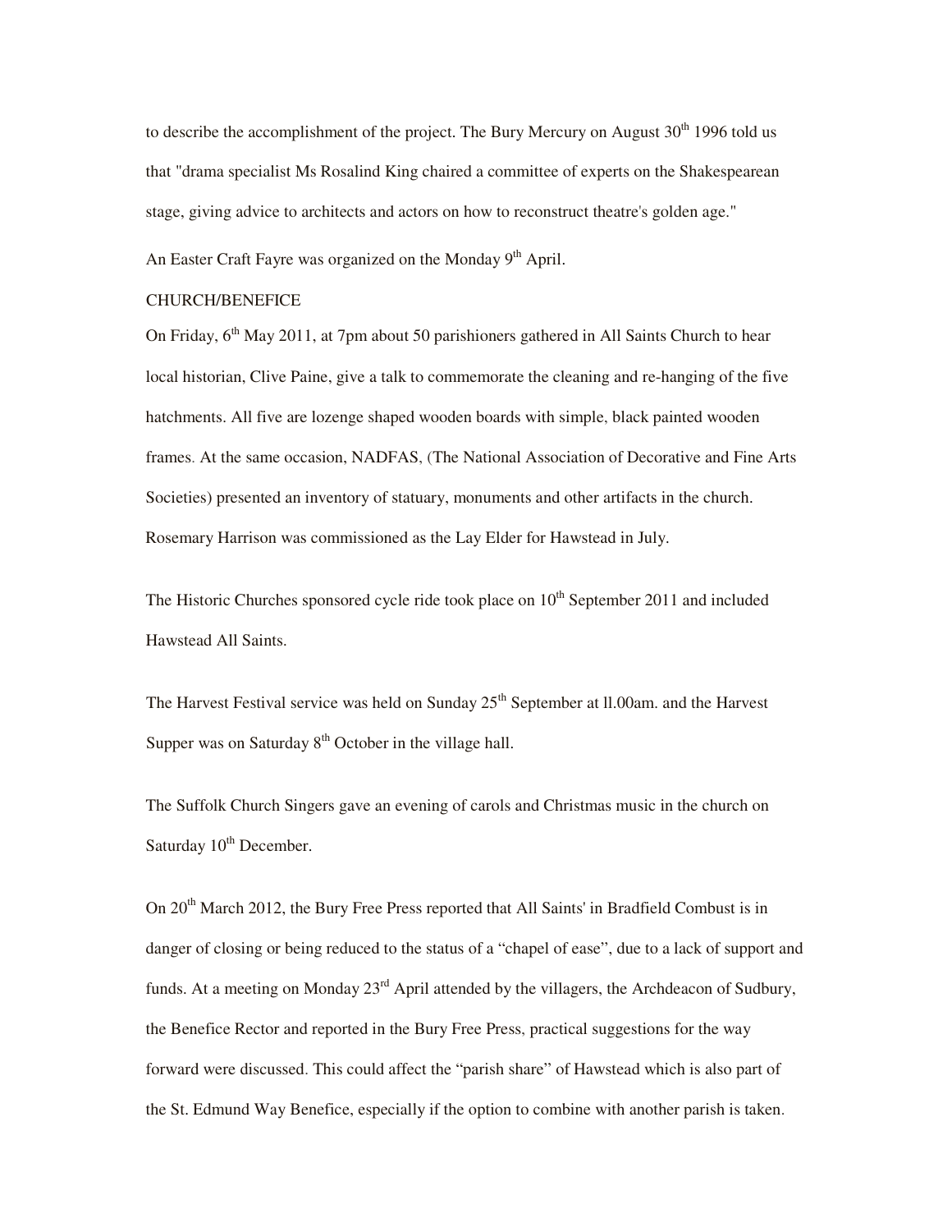to describe the accomplishment of the project. The Bury Mercury on August 30th 1996 told us that "drama specialist Ms Rosalind King chaired a committee of experts on the Shakespearean stage, giving advice to architects and actors on how to reconstruct theatre's golden age."

An Easter Craft Fayre was organized on the Monday 9th April.

CHURCH/BENEFICE

On Friday, 6th May 2011, at 7pm about 50 parishioners gathered in All Saints Church to hear local historian, Clive Paine, give a talk to commemorate the cleaning and re-hanging of the five hatchments. All five are lozenge shaped wooden boards with simple, black painted wooden frames. At the same occasion, NADFAS, (The National Association of Decorative and Fine Arts Societies) presented an inventory of statuary, monuments and other artifacts in the church. Rosemary Harrison was commissioned as the Lay Elder for Hawstead in July.

The Historic Churches sponsored cycle ride took place on 10th September 2011 and included Hawstead All Saints.

The Harvest Festival service was held on Sunday 25th September at ll.00am. and the Harvest Supper was on Saturday 8th October in the village hall.

The Suffolk Church Singers gave an evening of carols and Christmas music in the church on Saturday 10th December.

On 20th March 2012, the Bury Free Press reported that All Saints' in Bradfield Combust is in danger of closing or being reduced to the status of a "chapel of ease", due to a lack of support and funds. At a meeting on Monday 23rd April attended by the villagers, the Archdeacon of Sudbury, the Benefice Rector and reported in the Bury Free Press, practical suggestions for the way forward were discussed. This could affect the "parish share" of Hawstead which is also part of the St. Edmund Way Benefice, especially if the option to combine with another parish is taken.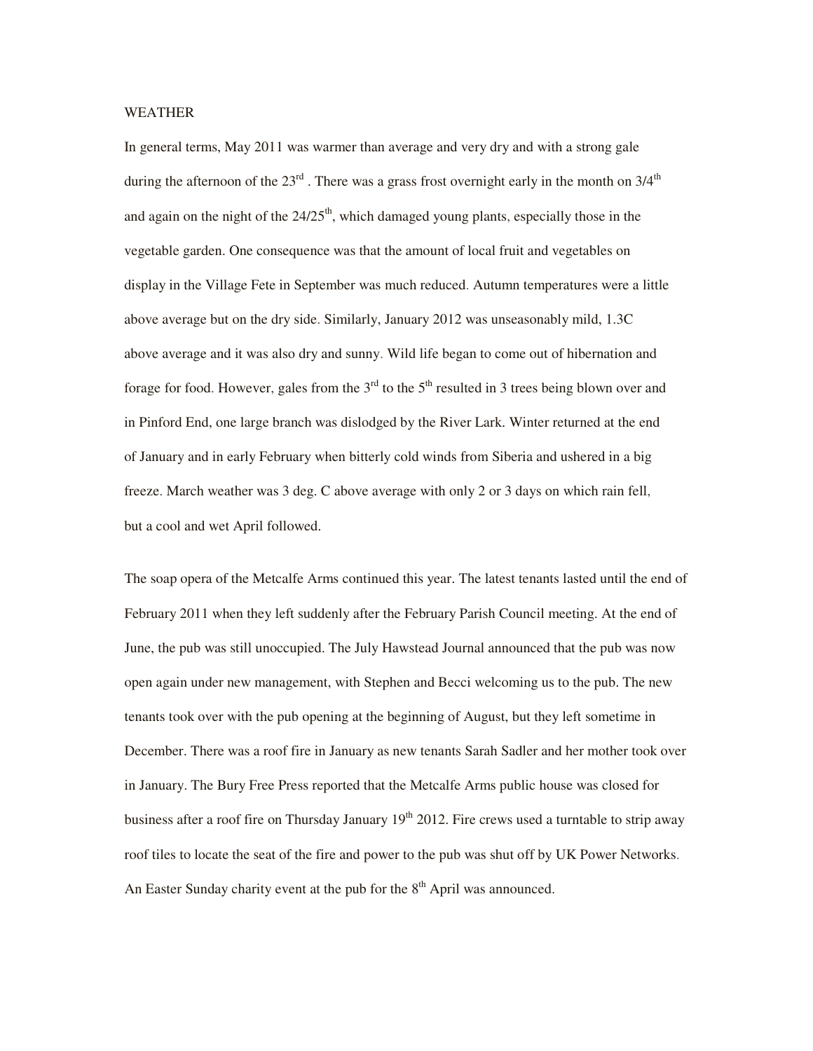## WEATHER

In general terms, May 2011 was warmer than average and very dry and with a strong gale during the afternoon of the 23rd . There was a grass frost overnight early in the month on 3/4th and again on the night of the 24/25th, which damaged young plants, especially those in the vegetable garden. One consequence was that the amount of local fruit and vegetables on display in the Village Fete in September was much reduced. Autumn temperatures were a little above average but on the dry side. Similarly, January 2012 was unseasonably mild, 1.3C above average and it was also dry and sunny. Wild life began to come out of hibernation and forage for food. However, gales from the 3rd to the 5th resulted in 3 trees being blown over and in Pinford End, one large branch was dislodged by the River Lark. Winter returned at the end of January and in early February when bitterly cold winds from Siberia and ushered in a big freeze. March weather was 3 deg. C above average with only 2 or 3 days on which rain fell, but a cool and wet April followed.

The soap opera of the Metcalfe Arms continued this year. The latest tenants lasted until the end of February 2011 when they left suddenly after the February Parish Council meeting. At the end of June, the pub was still unoccupied. The July Hawstead Journal announced that the pub was now open again under new management, with Stephen and Becci welcoming us to the pub. The new tenants took over with the pub opening at the beginning of August, but they left sometime in December. There was a roof fire in January as new tenants Sarah Sadler and her mother took over in January. The Bury Free Press reported that the Metcalfe Arms public house was closed for business after a roof fire on Thursday January 19th 2012. Fire crews used a turntable to strip away roof tiles to locate the seat of the fire and power to the pub was shut off by UK Power Networks. An Easter Sunday charity event at the pub for the 8th April was announced.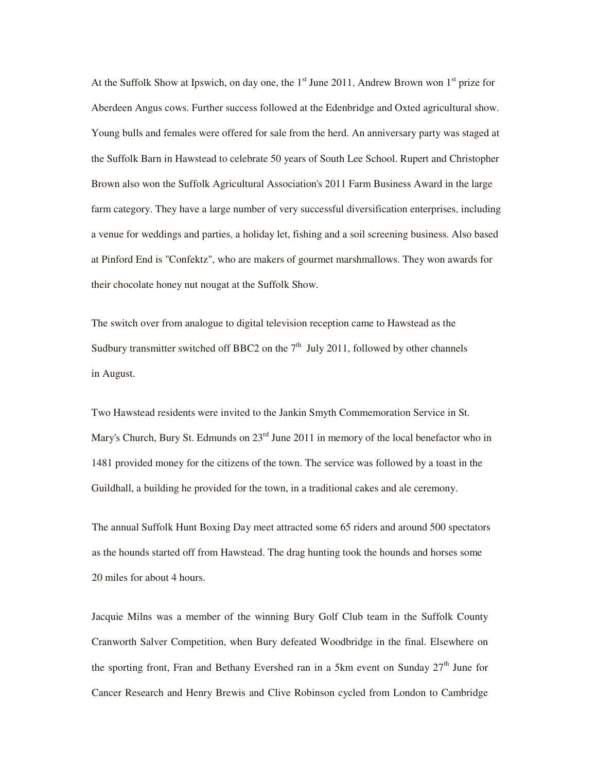At the Suffolk Show at Ipswich, on day one, the 1st June 2011, Andrew Brown won 1st prize for Aberdeen Angus cows. Further success followed at the Edenbridge and Oxted agricultural show. Young bulls and females were offered for sale from the herd. An anniversary party was staged at the Suffolk Barn in Hawstead to celebrate 50 years of South Lee School. Rupert and Christopher Brown also won the Suffolk Agricultural Association's 2011 Farm Business Award in the large farm category. They have a large number of very successful diversification enterprises, including a venue for weddings and parties, a holiday let, fishing and a soil screening business. Also based at Pinford End is "Confektz", who are makers of gourmet marshmallows. They won awards for their chocolate honey nut nougat at the Suffolk Show.

The switch over from analogue to digital television reception came to Hawstead as the Sudbury transmitter switched off BBC2 on the 7th July 2011, followed by other channels in August.

Two Hawstead residents were invited to the Jankin Smyth Commemoration Service in St. Mary's Church, Bury St. Edmunds on 23rd June 2011 in memory of the local benefactor who in 1481 provided money for the citizens of the town. The service was followed by a toast in the Guildhall, a building he provided for the town, in a traditional cakes and ale ceremony.

The annual Suffolk Hunt Boxing Day meet attracted some 65 riders and around 500 spectators as the hounds started off from Hawstead. The drag hunting took the hounds and horses some 20 miles for about 4 hours.

Jacquie Milns was a member of the winning Bury Golf Club team in the Suffolk County Cranworth Salver Competition, when Bury defeated Woodbridge in the final. Elsewhere on the sporting front, Fran and Bethany Evershed ran in a 5km event on Sunday 27th June for Cancer Research and Henry Brewis and Clive Robinson cycled from London to Cambridge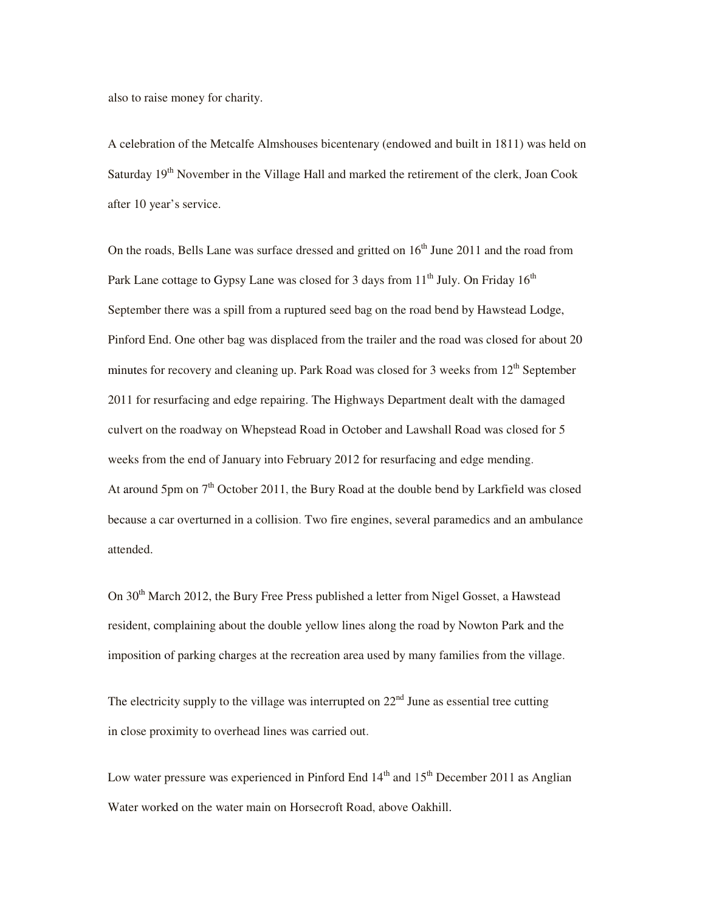also to raise money for charity.

A celebration of the Metcalfe Almshouses bicentenary (endowed and built in 1811) was held on Saturday 19th November in the Village Hall and marked the retirement of the clerk, Joan Cook after 10 year's service.

On the roads, Bells Lane was surface dressed and gritted on 16th June 2011 and the road from Park Lane cottage to Gypsy Lane was closed for 3 days from 11th July. On Friday 16th September there was a spill from a ruptured seed bag on the road bend by Hawstead Lodge, Pinford End. One other bag was displaced from the trailer and the road was closed for about 20 minutes for recovery and cleaning up. Park Road was closed for 3 weeks from 12th September 2011 for resurfacing and edge repairing. The Highways Department dealt with the damaged culvert on the roadway on Whepstead Road in October and Lawshall Road was closed for 5 weeks from the end of January into February 2012 for resurfacing and edge mending. At around 5pm on 7th October 2011, the Bury Road at the double bend by Larkfield was closed because a car overturned in a collision. Two fire engines, several paramedics and an ambulance attended.

On 30th March 2012, the Bury Free Press published a letter from Nigel Gosset, a Hawstead resident, complaining about the double yellow lines along the road by Nowton Park and the imposition of parking charges at the recreation area used by many families from the village.

The electricity supply to the village was interrupted on 22nd June as essential tree cutting in close proximity to overhead lines was carried out.

Low water pressure was experienced in Pinford End 14th and 15th December 2011 as Anglian Water worked on the water main on Horsecroft Road, above Oakhill.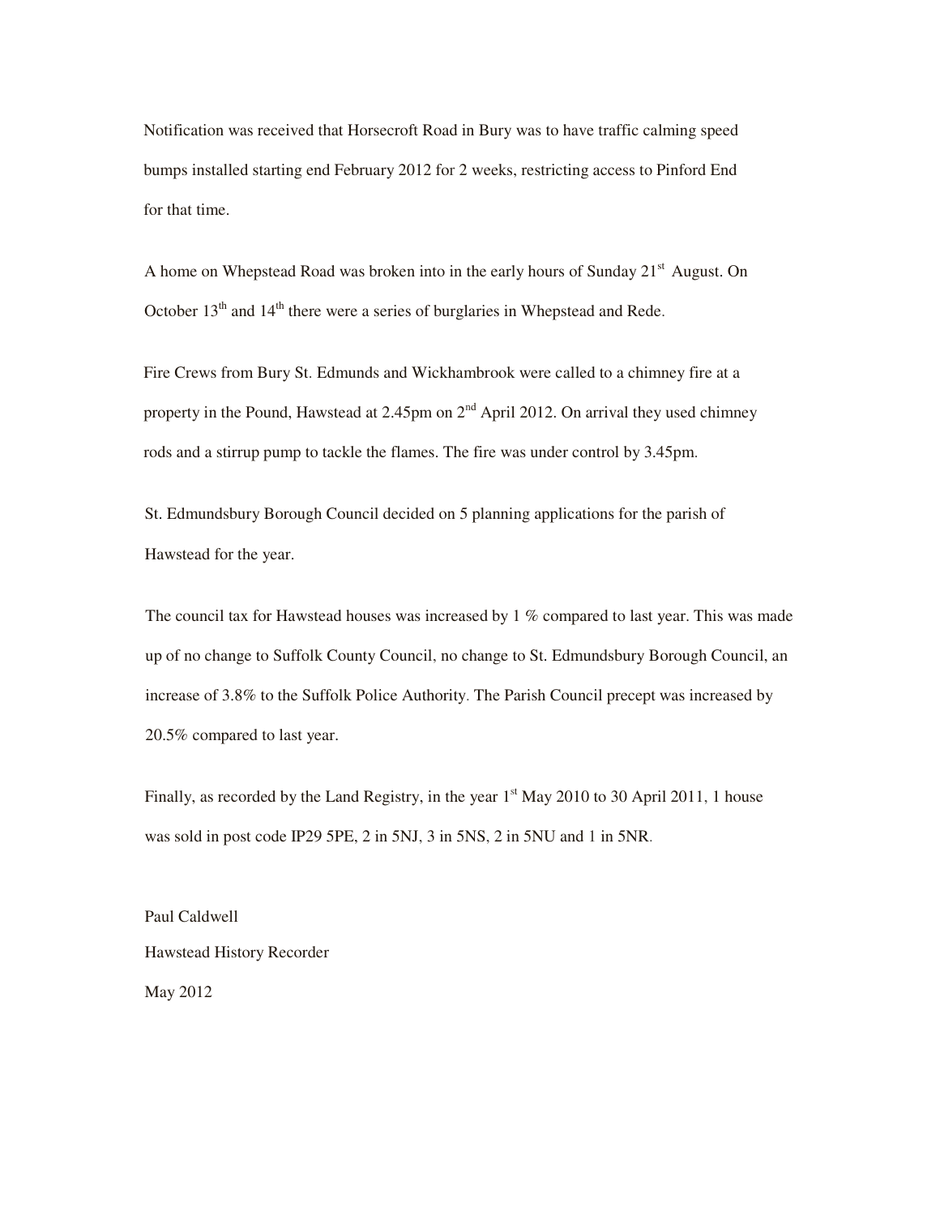Notification was received that Horsecroft Road in Bury was to have traffic calming speed bumps installed starting end February 2012 for 2 weeks, restricting access to Pinford End for that time.

A home on Whepstead Road was broken into in the early hours of Sunday 21st August. On October 13th and 14th there were a series of burglaries in Whepstead and Rede.

Fire Crews from Bury St. Edmunds and Wickhambrook were called to a chimney fire at a property in the Pound, Hawstead at 2.45pm on 2nd April 2012. On arrival they used chimney rods and a stirrup pump to tackle the flames. The fire was under control by 3.45pm.

St. Edmundsbury Borough Council decided on 5 planning applications for the parish of Hawstead for the year.

The council tax for Hawstead houses was increased by 1 % compared to last year. This was made up of no change to Suffolk County Council, no change to St. Edmundsbury Borough Council, an increase of 3.8% to the Suffolk Police Authority. The Parish Council precept was increased by 20.5% compared to last year.

Finally, as recorded by the Land Registry, in the year 1st May 2010 to 30 April 2011, 1 house was sold in post code IP29 5PE, 2 in 5NJ, 3 in 5NS, 2 in 5NU and 1 in 5NR.

Paul Caldwell

Hawstead History Recorder

May 2012